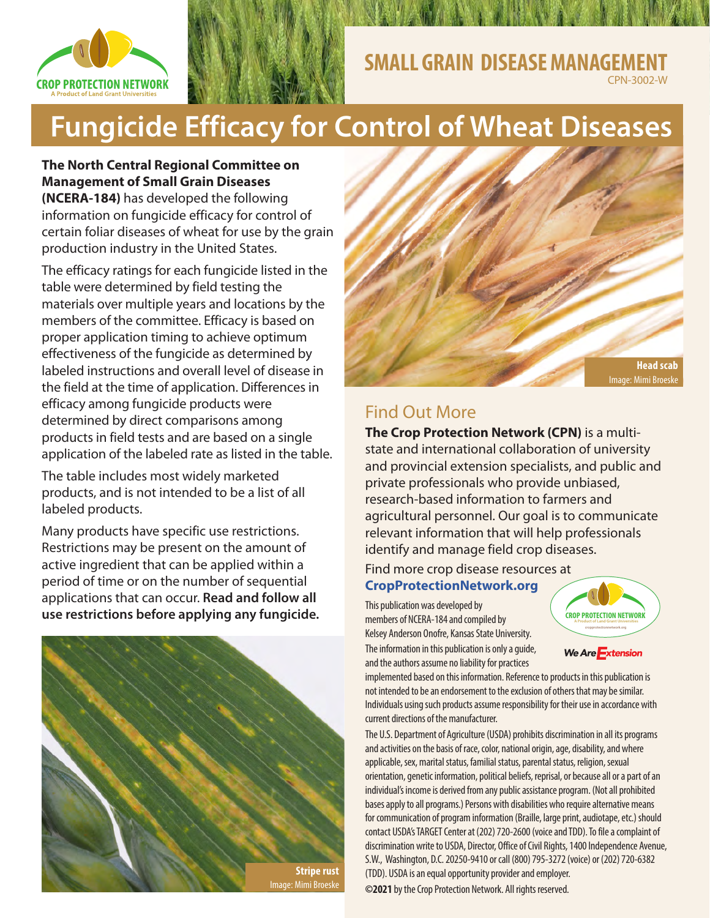CROP PROTECTION NETWORK
A Product of Land Grant Universities

SMALL GRAIN DISEASE MANAGEMENT
CPN-3002-W

# Fungicide Efficacy for Control of Wheat Diseases

**The North Central Regional Committee on Management of Small Grain Diseases (NCERA-184)** has developed the following information on fungicide efficacy for control of certain foliar diseases of wheat for use by the grain production industry in the United States.

The efficacy ratings for each fungicide listed in the table were determined by field testing the materials over multiple years and locations by the members of the committee. Efficacy is based on proper application timing to achieve optimum effectiveness of the fungicide as determined by labeled instructions and overall level of disease in the field at the time of application. Differences in efficacy among fungicide products were determined by direct comparisons among products in field tests and are based on a single application of the labeled rate as listed in the table.

The table includes most widely marketed products, and is not intended to be a list of all labeled products.

Many products have specific use restrictions. Restrictions may be present on the amount of active ingredient that can be applied within a period of time or on the number of sequential applications that can occur. **Read and follow all use restrictions before applying any fungicide.**

**Stripe rust**
Image: Mimi Broeske

**Head scab**
Image: Mimi Broeske

## Find Out More

**The Crop Protection Network (CPN)** is a multi-state and international collaboration of university and provincial extension specialists, and public and private professionals who provide unbiased, research-based information to farmers and agricultural personnel. Our goal is to communicate relevant information that will help professionals identify and manage field crop diseases.

Find more crop disease resources at **CropProtectionNetwork.org**

This publication was developed by members of NCERA-184 and compiled by Kelsey Anderson Onofre, Kansas State University. The information in this publication is only a guide, and the authors assume no liability for practices implemented based on this information. Reference to products in this publication is not intended to be an endorsement to the exclusion of others that may be similar. Individuals using such products assume responsibility for their use in accordance with current directions of the manufacturer.

The U.S. Department of Agriculture (USDA) prohibits discrimination in all its programs and activities on the basis of race, color, national origin, age, disability, and where applicable, sex, marital status, familial status, parental status, religion, sexual orientation, genetic information, political beliefs, reprisal, or because all or a part of an individual's income is derived from any public assistance program. (Not all prohibited bases apply to all programs.) Persons with disabilities who require alternative means for communication of program information (Braille, large print, audiotape, etc.) should contact USDA's TARGET Center at (202) 720-2600 (voice and TDD). To file a complaint of discrimination write to USDA, Director, Office of Civil Rights, 1400 Independence Avenue, S.W., Washington, D.C. 20250-9410 or call (800) 795-3272 (voice) or (202) 720-6382 (TDD). USDA is an equal opportunity provider and employer.

**©2021** by the Crop Protection Network. All rights reserved.

We Are Extension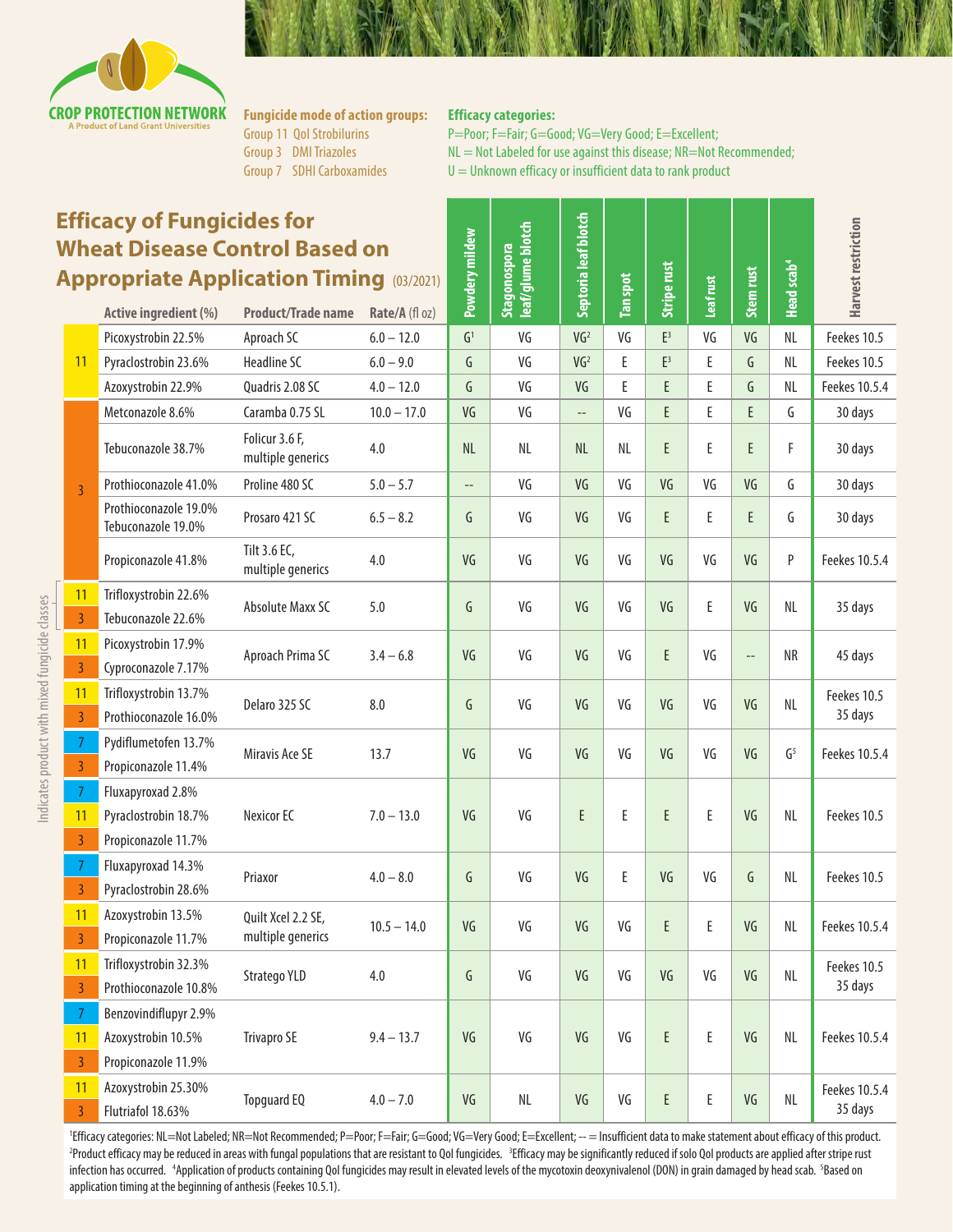CROP PROTECTION NETWORK
A Product of Land Grant Universities

**Fungicide mode of action groups:**
Group 11 QoI Strobilurins
Group 3 DMI Triazoles
Group 7 SDHI Carboxamides

**Efficacy categories:**
P=Poor; F=Fair; G=Good; VG=Very Good; E=Excellent;
NL = Not Labeled for use against this disease; NR=Not Recommended;
U = Unknown efficacy or insufficient data to rank product

# Efficacy of Fungicides for Wheat Disease Control Based on Appropriate Application Timing (03/2021)

| Group | Active ingredient (%) | Product/Trade name | Rate/A (fl oz) | Powdery mildew | Stagonospora leaf/glume blotch | Septoria leaf blotch | Tan spot | Stripe rust | Leaf rust | Stem rust | Head scab[4] | Harvest restriction |
|---|---|---|---|---|---|---|---|---|---|---|---|---|
| 11 | Picoxystrobin 22.5% | Aproach SC | 6.0 – 12.0 | G[1] | VG | VG[2] | VG | E[3] | VG | VG | NL | Feekes 10.5 |
| 11 | Pyraclostrobin 23.6% | Headline SC | 6.0 – 9.0 | G | VG | VG[2] | E | E[3] | E | G | NL | Feekes 10.5 |
| 11 | Azoxystrobin 22.9% | Quadris 2.08 SC | 4.0 – 12.0 | G | VG | VG | E | E | E | G | NL | Feekes 10.5.4 |
| 3 | Metconazole 8.6% | Caramba 0.75 SL | 10.0 – 17.0 | VG | VG | -- | VG | E | E | E | G | 30 days |
| 3 | Tebuconazole 38.7% | Folicur 3.6 F, multiple generics | 4.0 | NL | NL | NL | NL | E | E | E | F | 30 days |
| 3 | Prothioconazole 41.0% | Proline 480 SC | 5.0 – 5.7 | -- | VG | VG | VG | VG | VG | VG | G | 30 days |
| 3 | Prothioconazole 19.0% Tebuconazole 19.0% | Prosaro 421 SC | 6.5 – 8.2 | G | VG | VG | VG | E | E | E | G | 30 days |
| 3 | Propiconazole 41.8% | Tilt 3.6 EC, multiple generics | 4.0 | VG | VG | VG | VG | VG | VG | VG | P | Feekes 10.5.4 |
| 11 / 3 | Trifloxystrobin 22.6% / Tebuconazole 22.6% | Absolute Maxx SC | 5.0 | G | VG | VG | VG | VG | E | VG | NL | 35 days |
| 11 / 3 | Picoxystrobin 17.9% / Cyproconazole 7.17% | Aproach Prima SC | 3.4 – 6.8 | VG | VG | VG | VG | E | VG | -- | NR | 45 days |
| 11 / 3 | Trifloxystrobin 13.7% / Prothioconazole 16.0% | Delaro 325 SC | 8.0 | G | VG | VG | VG | VG | VG | VG | NL | Feekes 10.5 35 days |
| 7 / 3 | Pydiflumetofen 13.7% / Propiconazole 11.4% | Miravis Ace SE | 13.7 | VG | VG | VG | VG | VG | VG | VG | G[5] | Feekes 10.5.4 |
| 7 / 11 / 3 | Fluxapyroxad 2.8% / Pyraclostrobin 18.7% / Propiconazole 11.7% | Nexicor EC | 7.0 – 13.0 | VG | VG | E | E | E | E | VG | NL | Feekes 10.5 |
| 7 / 3 | Fluxapyroxad 14.3% / Pyraclostrobin 28.6% | Priaxor | 4.0 – 8.0 | G | VG | VG | E | VG | VG | G | NL | Feekes 10.5 |
| 11 / 3 | Azoxystrobin 13.5% / Propiconazole 11.7% | Quilt Xcel 2.2 SE, multiple generics | 10.5 – 14.0 | VG | VG | VG | VG | E | E | VG | NL | Feekes 10.5.4 |
| 11 / 3 | Trifloxystrobin 32.3% / Prothioconazole 10.8% | Stratego YLD | 4.0 | G | VG | VG | VG | VG | VG | VG | NL | Feekes 10.5 35 days |
| 7 / 11 / 3 | Benzovindiflupyr 2.9% / Azoxystrobin 10.5% / Propiconazole 11.9% | Trivapro SE | 9.4 – 13.7 | VG | VG | VG | VG | E | E | VG | NL | Feekes 10.5.4 |
| 11 / 3 | Azoxystrobin 25.30% / Flutriafol 18.63% | Topguard EQ | 4.0 – 7.0 | VG | NL | VG | VG | E | E | VG | NL | Feekes 10.5.4 35 days |

Indicates product with mixed fungicide classes

[1]Efficacy categories: NL=Not Labeled; NR=Not Recommended; P=Poor; F=Fair; G=Good; VG=Very Good; E=Excellent; -- = Insufficient data to make statement about efficacy of this product. [2]Product efficacy may be reduced in areas with fungal populations that are resistant to QoI fungicides. [3]Efficacy may be significantly reduced if solo QoI products are applied after stripe rust infection has occurred. [4]Application of products containing QoI fungicides may result in elevated levels of the mycotoxin deoxynivalenol (DON) in grain damaged by head scab. [5]Based on application timing at the beginning of anthesis (Feekes 10.5.1).